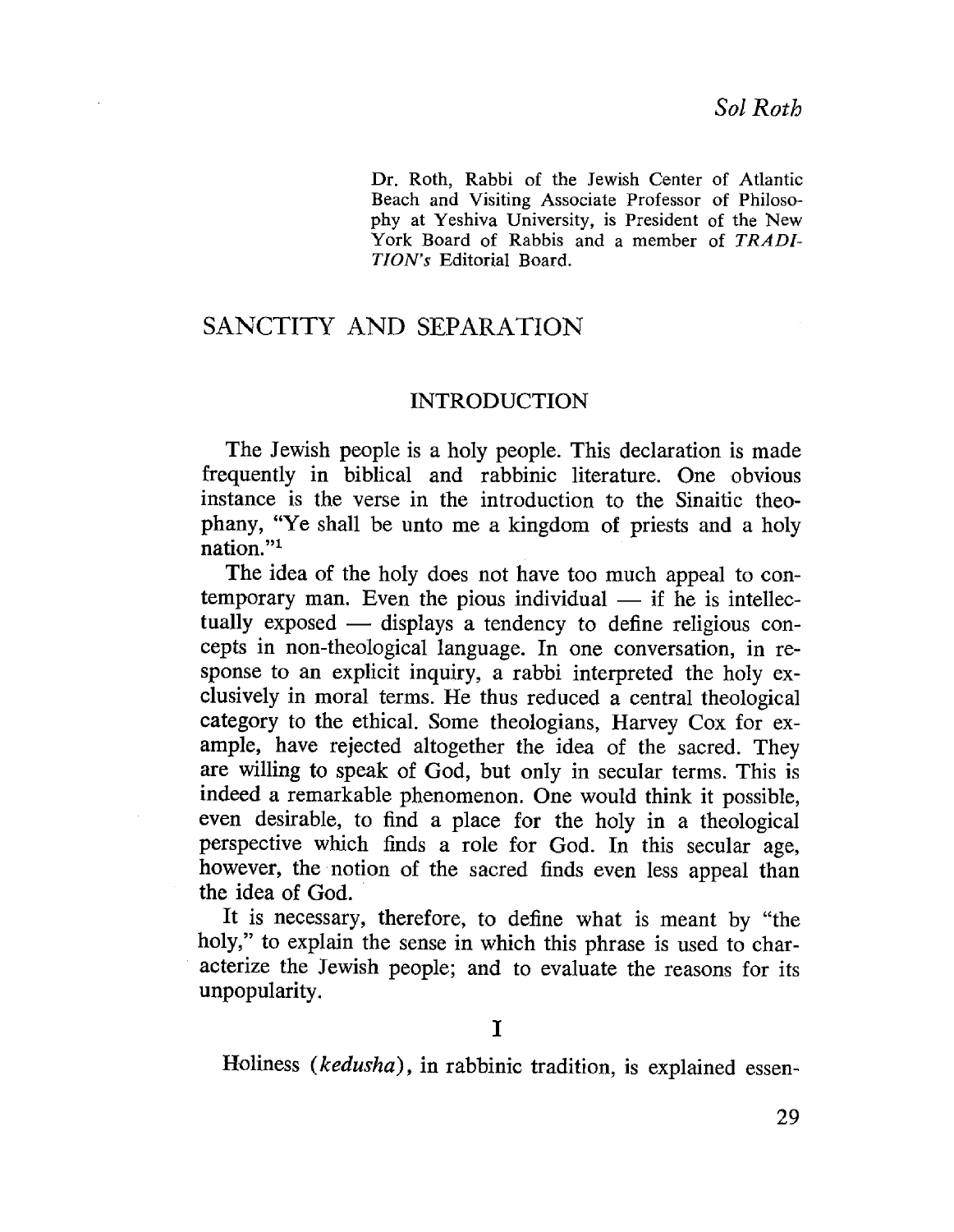*Sol Roth*

Dr. Roth, Rabbi of the Jewish Center of Atlantic Beach and Visiting Associate Professor of Philosophy at Yeshiva University, is President of the New York Board of Rabbis and a member of *TRADITION's* Editorial Board.

# SANCTITY AND SEPARATION

## INTRODUCTION

The Jewish people is a holy people. This declaration is made frequently in biblical and rabbinic literature. One obvious instance is the verse in the introduction to the Sinaitic theophany, "Ye shall be unto me a kingdom of priests and a holy nation."[1]

The idea of the holy does not have too much appeal to contemporary man. Even the pious individual — if he is intellectually exposed — displays a tendency to define religious concepts in non-theological language. In one conversation, in response to an explicit inquiry, a rabbi interpreted the holy exclusively in moral terms. He thus reduced a central theological category to the ethical. Some theologians, Harvey Cox for example, have rejected altogether the idea of the sacred. They are willing to speak of God, but only in secular terms. This is indeed a remarkable phenomenon. One would think it possible, even desirable, to find a place for the holy in a theological perspective which finds a role for God. In this secular age, however, the notion of the sacred finds even less appeal than the idea of God.

It is necessary, therefore, to define what is meant by "the holy," to explain the sense in which this phrase is used to characterize the Jewish people; and to evaluate the reasons for its unpopularity.

## I

Holiness (*kedusha*), in rabbinic tradition, is explained essen-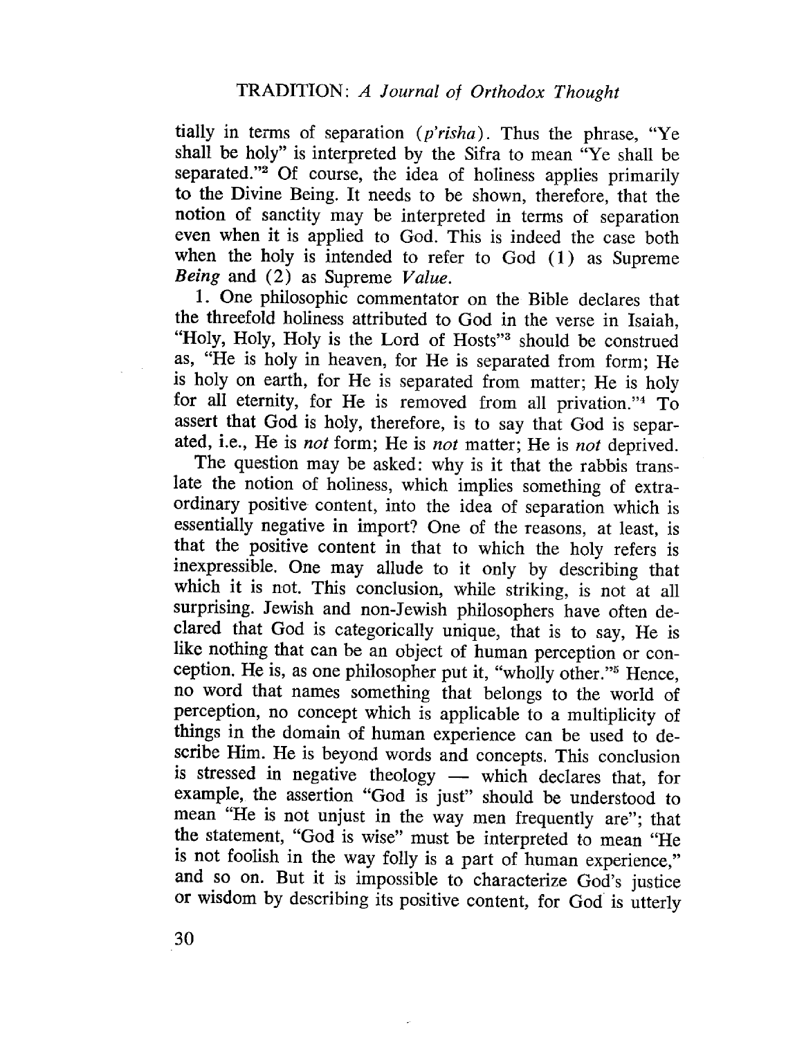tially in terms of separation (*p'risha*). Thus the phrase, "Ye shall be holy" is interpreted by the Sifra to mean "Ye shall be separated."[2] Of course, the idea of holiness applies primarily to the Divine Being. It needs to be shown, therefore, that the notion of sanctity may be interpreted in terms of separation even when it is applied to God. This is indeed the case both when the holy is intended to refer to God (1) as Supreme *Being* and (2) as Supreme *Value*.

1. One philosophic commentator on the Bible declares that the threefold holiness attributed to God in the verse in Isaiah, "Holy, Holy, Holy is the Lord of Hosts"[3] should be construed as, "He is holy in heaven, for He is separated from form; He is holy on earth, for He is separated from matter; He is holy for all eternity, for He is removed from all privation."[4] To assert that God is holy, therefore, is to say that God is separated, i.e., He is *not* form; He is *not* matter; He is *not* deprived.

The question may be asked: why is it that the rabbis translate the notion of holiness, which implies something of extraordinary positive content, into the idea of separation which is essentially negative in import? One of the reasons, at least, is that the positive content in that to which the holy refers is inexpressible. One may allude to it only by describing that which it is not. This conclusion, while striking, is not at all surprising. Jewish and non-Jewish philosophers have often declared that God is categorically unique, that is to say, He is like nothing that can be an object of human perception or conception. He is, as one philosopher put it, "wholly other."[5] Hence, no word that names something that belongs to the world of perception, no concept which is applicable to a multiplicity of things in the domain of human experience can be used to describe Him. He is beyond words and concepts. This conclusion is stressed in negative theology — which declares that, for example, the assertion "God is just" should be understood to mean "He is not unjust in the way men frequently are"; that the statement, "God is wise" must be interpreted to mean "He is not foolish in the way folly is a part of human experience," and so on. But it is impossible to characterize God's justice or wisdom by describing its positive content, for God is utterly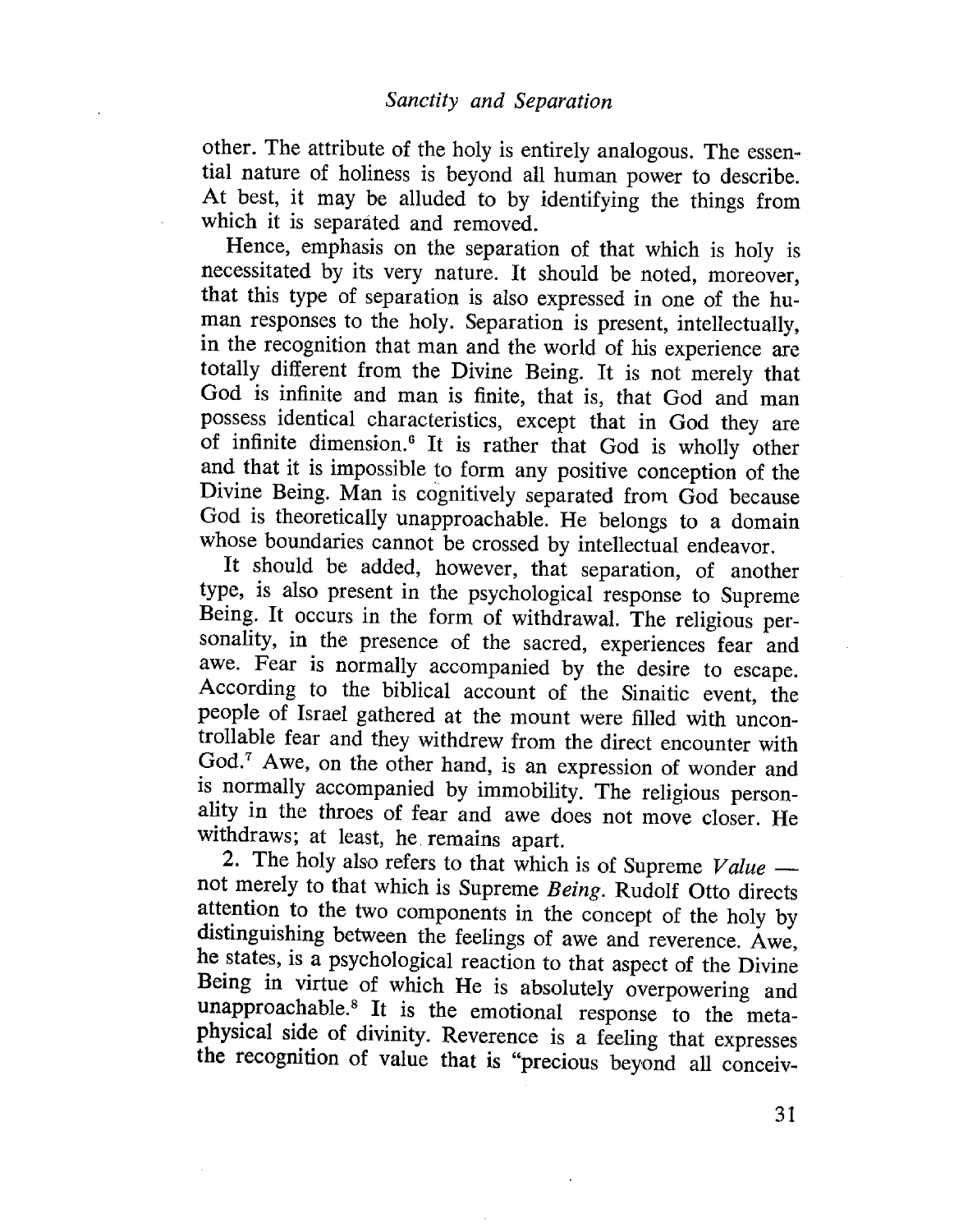other. The attribute of the holy is entirely analogous. The essential nature of holiness is beyond all human power to describe. At best, it may be alluded to by identifying the things from which it is separated and removed.

Hence, emphasis on the separation of that which is holy is necessitated by its very nature. It should be noted, moreover, that this type of separation is also expressed in one of the human responses to the holy. Separation is present, intellectually, in the recognition that man and the world of his experience are totally different from the Divine Being. It is not merely that God is infinite and man is finite, that is, that God and man possess identical characteristics, except that in God they are of infinite dimension.[6] It is rather that God is wholly other and that it is impossible to form any positive conception of the Divine Being. Man is cognitively separated from God because God is theoretically unapproachable. He belongs to a domain whose boundaries cannot be crossed by intellectual endeavor.

It should be added, however, that separation, of another type, is also present in the psychological response to Supreme Being. It occurs in the form of withdrawal. The religious personality, in the presence of the sacred, experiences fear and awe. Fear is normally accompanied by the desire to escape. According to the biblical account of the Sinaitic event, the people of Israel gathered at the mount were filled with uncontrollable fear and they withdrew from the direct encounter with God.[7] Awe, on the other hand, is an expression of wonder and is normally accompanied by immobility. The religious personality in the throes of fear and awe does not move closer. He withdraws; at least, he remains apart.

2. The holy also refers to that which is of Supreme *Value* — not merely to that which is Supreme *Being*. Rudolf Otto directs attention to the two components in the concept of the holy by distinguishing between the feelings of awe and reverence. Awe, he states, is a psychological reaction to that aspect of the Divine Being in virtue of which He is absolutely overpowering and unapproachable.[8] It is the emotional response to the metaphysical side of divinity. Reverence is a feeling that expresses the recognition of value that is "precious beyond all conceiv-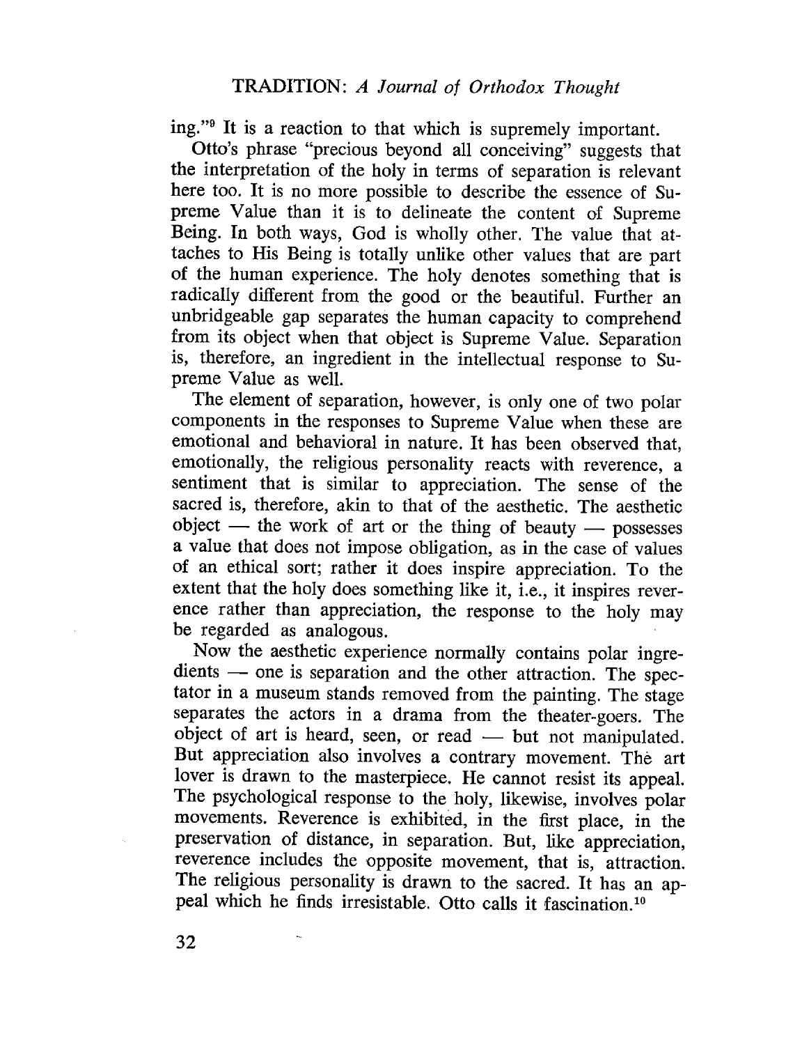ing."[9] It is a reaction to that which is supremely important.

Otto's phrase "precious beyond all conceiving" suggests that the interpretation of the holy in terms of separation is relevant here too. It is no more possible to describe the essence of Supreme Value than it is to delineate the content of Supreme Being. In both ways, God is wholly other. The value that attaches to His Being is totally unlike other values that are part of the human experience. The holy denotes something that is radically different from the good or the beautiful. Further an unbridgeable gap separates the human capacity to comprehend from its object when that object is Supreme Value. Separation is, therefore, an ingredient in the intellectual response to Supreme Value as well.

The element of separation, however, is only one of two polar components in the responses to Supreme Value when these are emotional and behavioral in nature. It has been observed that, emotionally, the religious personality reacts with reverence, a sentiment that is similar to appreciation. The sense of the sacred is, therefore, akin to that of the aesthetic. The aesthetic object — the work of art or the thing of beauty — possesses a value that does not impose obligation, as in the case of values of an ethical sort; rather it does inspire appreciation. To the extent that the holy does something like it, i.e., it inspires reverence rather than appreciation, the response to the holy may be regarded as analogous.

Now the aesthetic experience normally contains polar ingredients — one is separation and the other attraction. The spectator in a museum stands removed from the painting. The stage separates the actors in a drama from the theater-goers. The object of art is heard, seen, or read — but not manipulated. But appreciation also involves a contrary movement. The art lover is drawn to the masterpiece. He cannot resist its appeal. The psychological response to the holy, likewise, involves polar movements. Reverence is exhibited, in the first place, in the preservation of distance, in separation. But, like appreciation, reverence includes the opposite movement, that is, attraction. The religious personality is drawn to the sacred. It has an appeal which he finds irresistable. Otto calls it fascination.[10]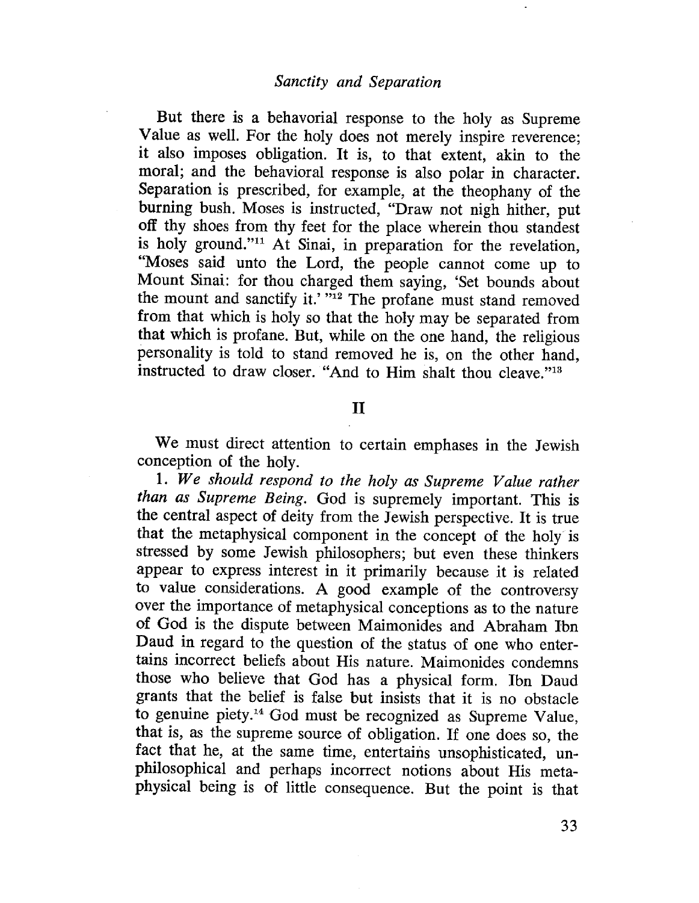But there is a behavioral response to the holy as Supreme Value as well. For the holy does not merely inspire reverence; it also imposes obligation. It is, to that extent, akin to the moral; and the behavioral response is also polar in character. Separation is prescribed, for example, at the theophany of the burning bush. Moses is instructed, "Draw not nigh hither, put off thy shoes from thy feet for the place wherein thou standest is holy ground."[11] At Sinai, in preparation for the revelation, "Moses said unto the Lord, the people cannot come up to Mount Sinai: for thou charged them saying, 'Set bounds about the mount and sanctify it.' "[12] The profane must stand removed from that which is holy so that the holy may be separated from that which is profane. But, while on the one hand, the religious personality is told to stand removed he is, on the other hand, instructed to draw closer. "And to Him shalt thou cleave."[13]

## II

We must direct attention to certain emphases in the Jewish conception of the holy.

1. *We should respond to the holy as Supreme Value rather than as Supreme Being.* God is supremely important. This is the central aspect of deity from the Jewish perspective. It is true that the metaphysical component in the concept of the holy is stressed by some Jewish philosophers; but even these thinkers appear to express interest in it primarily because it is related to value considerations. A good example of the controversy over the importance of metaphysical conceptions as to the nature of God is the dispute between Maimonides and Abraham Ibn Daud in regard to the question of the status of one who entertains incorrect beliefs about His nature. Maimonides condemns those who believe that God has a physical form. Ibn Daud grants that the belief is false but insists that it is no obstacle to genuine piety.[14] God must be recognized as Supreme Value, that is, as the supreme source of obligation. If one does so, the fact that he, at the same time, entertains unsophisticated, unphilosophical and perhaps incorrect notions about His metaphysical being is of little consequence. But the point is that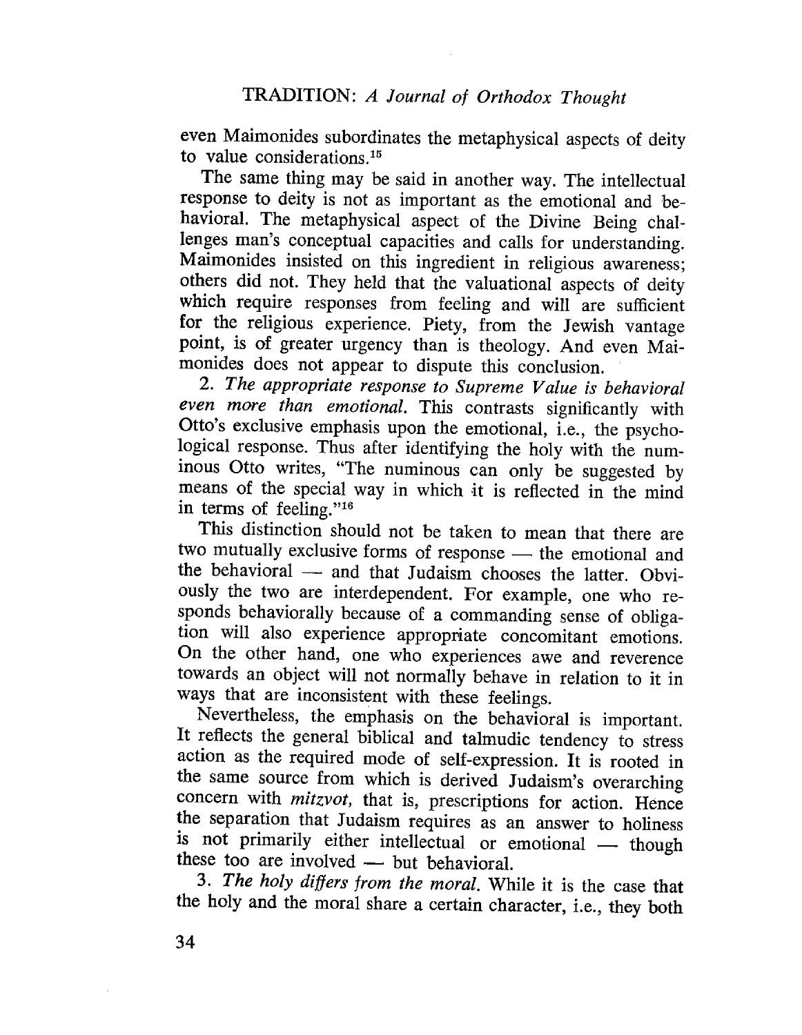even Maimonides subordinates the metaphysical aspects of deity to value considerations.[15]

The same thing may be said in another way. The intellectual response to deity is not as important as the emotional and behavioral. The metaphysical aspect of the Divine Being challenges man's conceptual capacities and calls for understanding. Maimonides insisted on this ingredient in religious awareness; others did not. They held that the valuational aspects of deity which require responses from feeling and will are sufficient for the religious experience. Piety, from the Jewish vantage point, is of greater urgency than is theology. And even Maimonides does not appear to dispute this conclusion.

2. *The appropriate response to Supreme Value is behavioral even more than emotional.* This contrasts significantly with Otto's exclusive emphasis upon the emotional, i.e., the psychological response. Thus after identifying the holy with the numinous Otto writes, "The numinous can only be suggested by means of the special way in which it is reflected in the mind in terms of feeling."[16]

This distinction should not be taken to mean that there are two mutually exclusive forms of response — the emotional and the behavioral — and that Judaism chooses the latter. Obviously the two are interdependent. For example, one who responds behaviorally because of a commanding sense of obligation will also experience appropriate concomitant emotions. On the other hand, one who experiences awe and reverence towards an object will not normally behave in relation to it in ways that are inconsistent with these feelings.

Nevertheless, the emphasis on the behavioral is important. It reflects the general biblical and talmudic tendency to stress action as the required mode of self-expression. It is rooted in the same source from which is derived Judaism's overarching concern with *mitzvot,* that is, prescriptions for action. Hence the separation that Judaism requires as an answer to holiness is not primarily either intellectual or emotional — though these too are involved — but behavioral.

3. *The holy differs from the moral.* While it is the case that the holy and the moral share a certain character, i.e., they both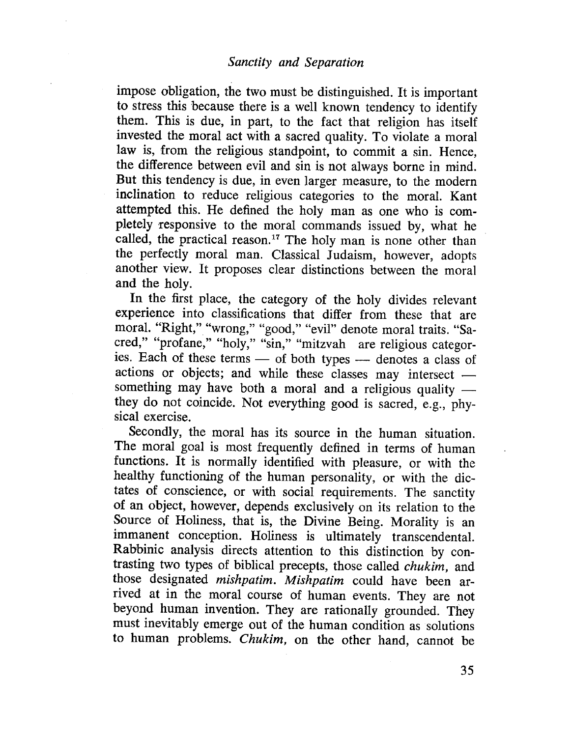impose obligation, the two must be distinguished. It is important to stress this because there is a well known tendency to identify them. This is due, in part, to the fact that religion has itself invested the moral act with a sacred quality. To violate a moral law is, from the religious standpoint, to commit a sin. Hence, the difference between evil and sin is not always borne in mind. But this tendency is due, in even larger measure, to the modern inclination to reduce religious categories to the moral. Kant attempted this. He defined the holy man as one who is completely responsive to the moral commands issued by, what he called, the practical reason.[17] The holy man is none other than the perfectly moral man. Classical Judaism, however, adopts another view. It proposes clear distinctions between the moral and the holy.

In the first place, the category of the holy divides relevant experience into classifications that differ from these that are moral. "Right," "wrong," "good," "evil" denote moral traits. "Sacred," "profane," "holy," "sin," "mitzvah are religious categories. Each of these terms — of both types — denotes a class of actions or objects; and while these classes may intersect — something may have both a moral and a religious quality — they do not coincide. Not everything good is sacred, e.g., physical exercise.

Secondly, the moral has its source in the human situation. The moral goal is most frequently defined in terms of human functions. It is normally identified with pleasure, or with the healthy functioning of the human personality, or with the dictates of conscience, or with social requirements. The sanctity of an object, however, depends exclusively on its relation to the Source of Holiness, that is, the Divine Being. Morality is an immanent conception. Holiness is ultimately transcendental. Rabbinic analysis directs attention to this distinction by contrasting two types of biblical precepts, those called *chukim*, and those designated *mishpatim*. *Mishpatim* could have been arrived at in the moral course of human events. They are not beyond human invention. They are rationally grounded. They must inevitably emerge out of the human condition as solutions to human problems. *Chukim*, on the other hand, cannot be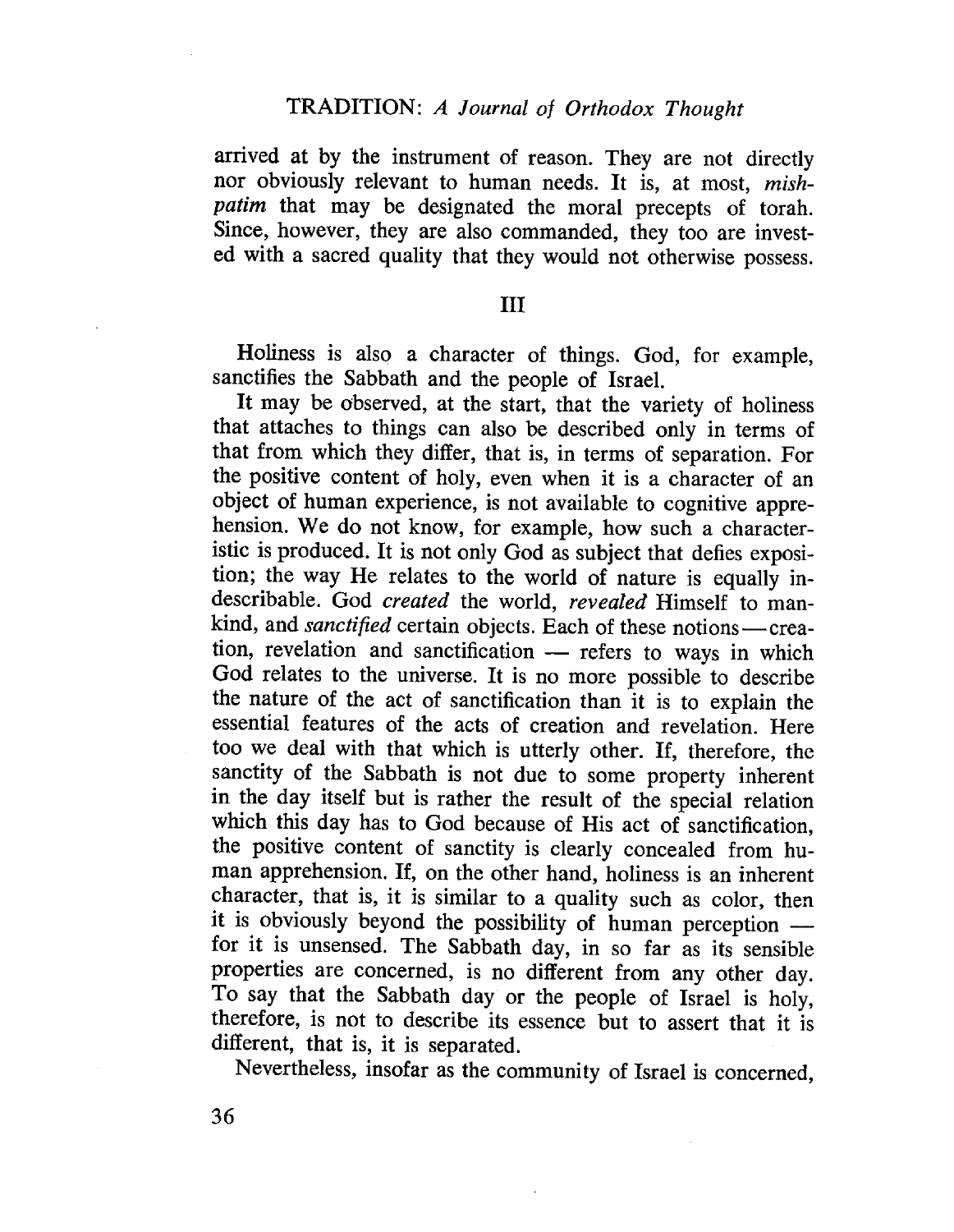arrived at by the instrument of reason. They are not directly nor obviously relevant to human needs. It is, at most, *mishpatim* that may be designated the moral precepts of torah. Since, however, they are also commanded, they too are invested with a sacred quality that they would not otherwise possess.

## III

Holiness is also a character of things. God, for example, sanctifies the Sabbath and the people of Israel.

It may be observed, at the start, that the variety of holiness that attaches to things can also be described only in terms of that from which they differ, that is, in terms of separation. For the positive content of holy, even when it is a character of an object of human experience, is not available to cognitive apprehension. We do not know, for example, how such a characteristic is produced. It is not only God as subject that defies exposition; the way He relates to the world of nature is equally indescribable. God *created* the world, *revealed* Himself to mankind, and *sanctified* certain objects. Each of these notions — creation, revelation and sanctification — refers to ways in which God relates to the universe. It is no more possible to describe the nature of the act of sanctification than it is to explain the essential features of the acts of creation and revelation. Here too we deal with that which is utterly other. If, therefore, the sanctity of the Sabbath is not due to some property inherent in the day itself but is rather the result of the special relation which this day has to God because of His act of sanctification, the positive content of sanctity is clearly concealed from human apprehension. If, on the other hand, holiness is an inherent character, that is, it is similar to a quality such as color, then it is obviously beyond the possibility of human perception — for it is unsensed. The Sabbath day, in so far as its sensible properties are concerned, is no different from any other day. To say that the Sabbath day or the people of Israel is holy, therefore, is not to describe its essence but to assert that it is different, that is, it is separated.

Nevertheless, insofar as the community of Israel is concerned,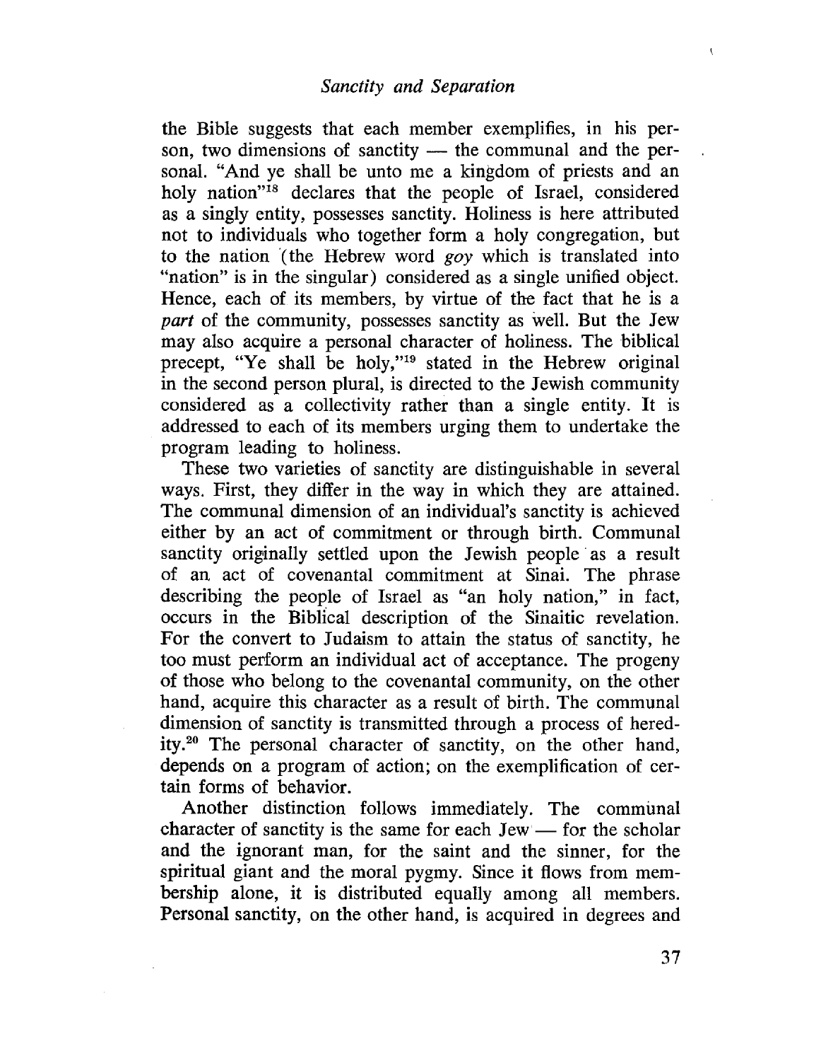the Bible suggests that each member exemplifies, in his person, two dimensions of sanctity — the communal and the personal. "And ye shall be unto me a kingdom of priests and an holy nation"[18] declares that the people of Israel, considered as a singly entity, possesses sanctity. Holiness is here attributed not to individuals who together form a holy congregation, but to the nation (the Hebrew word *goy* which is translated into "nation" is in the singular) considered as a single unified object. Hence, each of its members, by virtue of the fact that he is a *part* of the community, possesses sanctity as well. But the Jew may also acquire a personal character of holiness. The biblical precept, "Ye shall be holy,"[19] stated in the Hebrew original in the second person plural, is directed to the Jewish community considered as a collectivity rather than a single entity. It is addressed to each of its members urging them to undertake the program leading to holiness.

These two varieties of sanctity are distinguishable in several ways. First, they differ in the way in which they are attained. The communal dimension of an individual's sanctity is achieved either by an act of commitment or through birth. Communal sanctity originally settled upon the Jewish people as a result of an act of covenantal commitment at Sinai. The phrase describing the people of Israel as "an holy nation," in fact, occurs in the Biblical description of the Sinaitic revelation. For the convert to Judaism to attain the status of sanctity, he too must perform an individual act of acceptance. The progeny of those who belong to the covenantal community, on the other hand, acquire this character as a result of birth. The communal dimension of sanctity is transmitted through a process of heredity.[20] The personal character of sanctity, on the other hand, depends on a program of action; on the exemplification of certain forms of behavior.

Another distinction follows immediately. The communal character of sanctity is the same for each Jew — for the scholar and the ignorant man, for the saint and the sinner, for the spiritual giant and the moral pygmy. Since it flows from membership alone, it is distributed equally among all members. Personal sanctity, on the other hand, is acquired in degrees and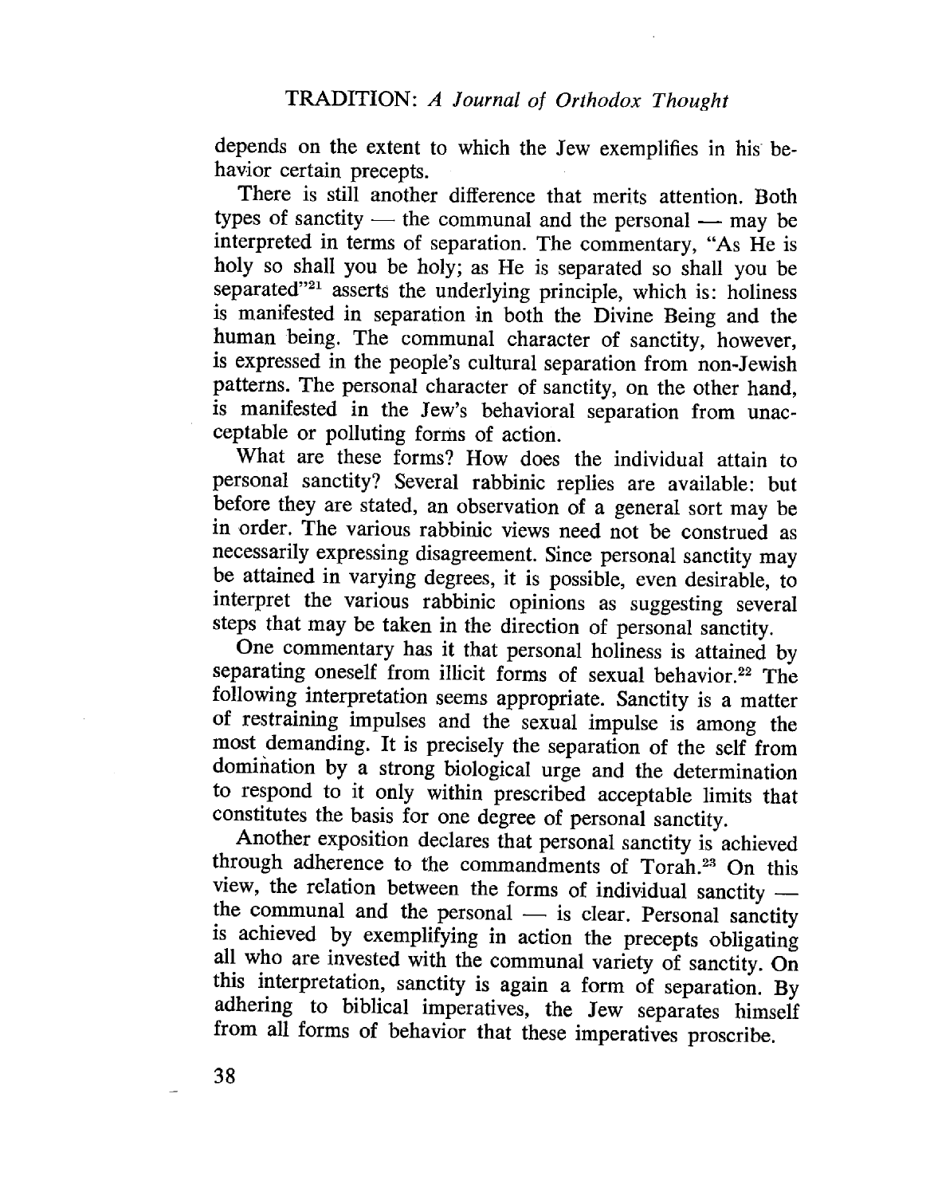depends on the extent to which the Jew exemplifies in his behavior certain precepts.

There is still another difference that merits attention. Both types of sanctity — the communal and the personal — may be interpreted in terms of separation. The commentary, "As He is holy so shall you be holy; as He is separated so shall you be separated"[21] asserts the underlying principle, which is: holiness is manifested in separation in both the Divine Being and the human being. The communal character of sanctity, however, is expressed in the people's cultural separation from non-Jewish patterns. The personal character of sanctity, on the other hand, is manifested in the Jew's behavioral separation from unacceptable or polluting forms of action.

What are these forms? How does the individual attain to personal sanctity? Several rabbinic replies are available: but before they are stated, an observation of a general sort may be in order. The various rabbinic views need not be construed as necessarily expressing disagreement. Since personal sanctity may be attained in varying degrees, it is possible, even desirable, to interpret the various rabbinic opinions as suggesting several steps that may be taken in the direction of personal sanctity.

One commentary has it that personal holiness is attained by separating oneself from illicit forms of sexual behavior.[22] The following interpretation seems appropriate. Sanctity is a matter of restraining impulses and the sexual impulse is among the most demanding. It is precisely the separation of the self from domination by a strong biological urge and the determination to respond to it only within prescribed acceptable limits that constitutes the basis for one degree of personal sanctity.

Another exposition declares that personal sanctity is achieved through adherence to the commandments of Torah.[23] On this view, the relation between the forms of individual sanctity — the communal and the personal — is clear. Personal sanctity is achieved by exemplifying in action the precepts obligating all who are invested with the communal variety of sanctity. On this interpretation, sanctity is again a form of separation. By adhering to biblical imperatives, the Jew separates himself from all forms of behavior that these imperatives proscribe.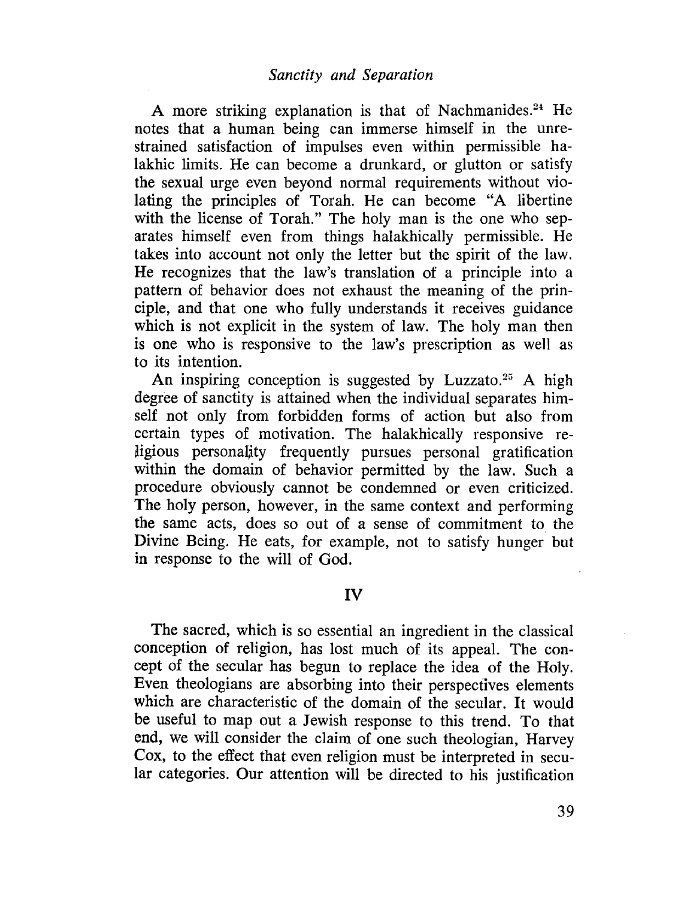A more striking explanation is that of Nachmanides.[24] He notes that a human being can immerse himself in the unrestrained satisfaction of impulses even within permissible halakhic limits. He can become a drunkard, or glutton or satisfy the sexual urge even beyond normal requirements without violating the principles of Torah. He can become "A libertine with the license of Torah." The holy man is the one who separates himself even from things halakhically permissible. He takes into account not only the letter but the spirit of the law. He recognizes that the law's translation of a principle into a pattern of behavior does not exhaust the meaning of the principle, and that one who fully understands it receives guidance which is not explicit in the system of law. The holy man then is one who is responsive to the law's prescription as well as to its intention.

An inspiring conception is suggested by Luzzato.[25] A high degree of sanctity is attained when the individual separates himself not only from forbidden forms of action but also from certain types of motivation. The halakhically responsive religious personality frequently pursues personal gratification within the domain of behavior permitted by the law. Such a procedure obviously cannot be condemned or even criticized. The holy person, however, in the same context and performing the same acts, does so out of a sense of commitment to the Divine Being. He eats, for example, not to satisfy hunger but in response to the will of God.

## IV

The sacred, which is so essential an ingredient in the classical conception of religion, has lost much of its appeal. The concept of the secular has begun to replace the idea of the Holy. Even theologians are absorbing into their perspectives elements which are characteristic of the domain of the secular. It would be useful to map out a Jewish response to this trend. To that end, we will consider the claim of one such theologian, Harvey Cox, to the effect that even religion must be interpreted in secular categories. Our attention will be directed to his justification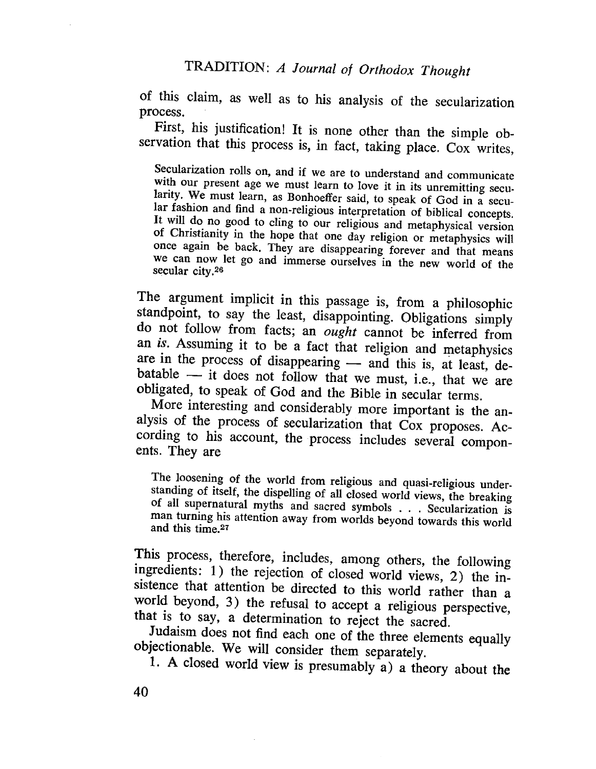of this claim, as well as to his analysis of the secularization process.

First, his justification! It is none other than the simple observation that this process is, in fact, taking place. Cox writes,

> Secularization rolls on, and if we are to understand and communicate with our present age we must learn to love it in its unremitting secularity. We must learn, as Bonhoeffer said, to speak of God in a secular fashion and find a non-religious interpretation of biblical concepts. It will do no good to cling to our religious and metaphysical version of Christianity in the hope that one day religion or metaphysics will once again be back. They are disappearing forever and that means we can now let go and immerse ourselves in the new world of the secular city.[26]

The argument implicit in this passage is, from a philosophic standpoint, to say the least, disappointing. Obligations simply do not follow from facts; an *ought* cannot be inferred from an *is*. Assuming it to be a fact that religion and metaphysics are in the process of disappearing — and this is, at least, debatable — it does not follow that we must, i.e., that we are obligated, to speak of God and the Bible in secular terms.

More interesting and considerably more important is the analysis of the process of secularization that Cox proposes. According to his account, the process includes several components. They are

> The loosening of the world from religious and quasi-religious understanding of itself, the dispelling of all closed world views, the breaking of all supernatural myths and sacred symbols . . . Secularization is man turning his attention away from worlds beyond towards this world and this time.[27]

This process, therefore, includes, among others, the following ingredients: 1) the rejection of closed world views, 2) the insistence that attention be directed to this world rather than a world beyond, 3) the refusal to accept a religious perspective, that is to say, a determination to reject the sacred.

Judaism does not find each one of the three elements equally objectionable. We will consider them separately.

1. A closed world view is presumably a) a theory about the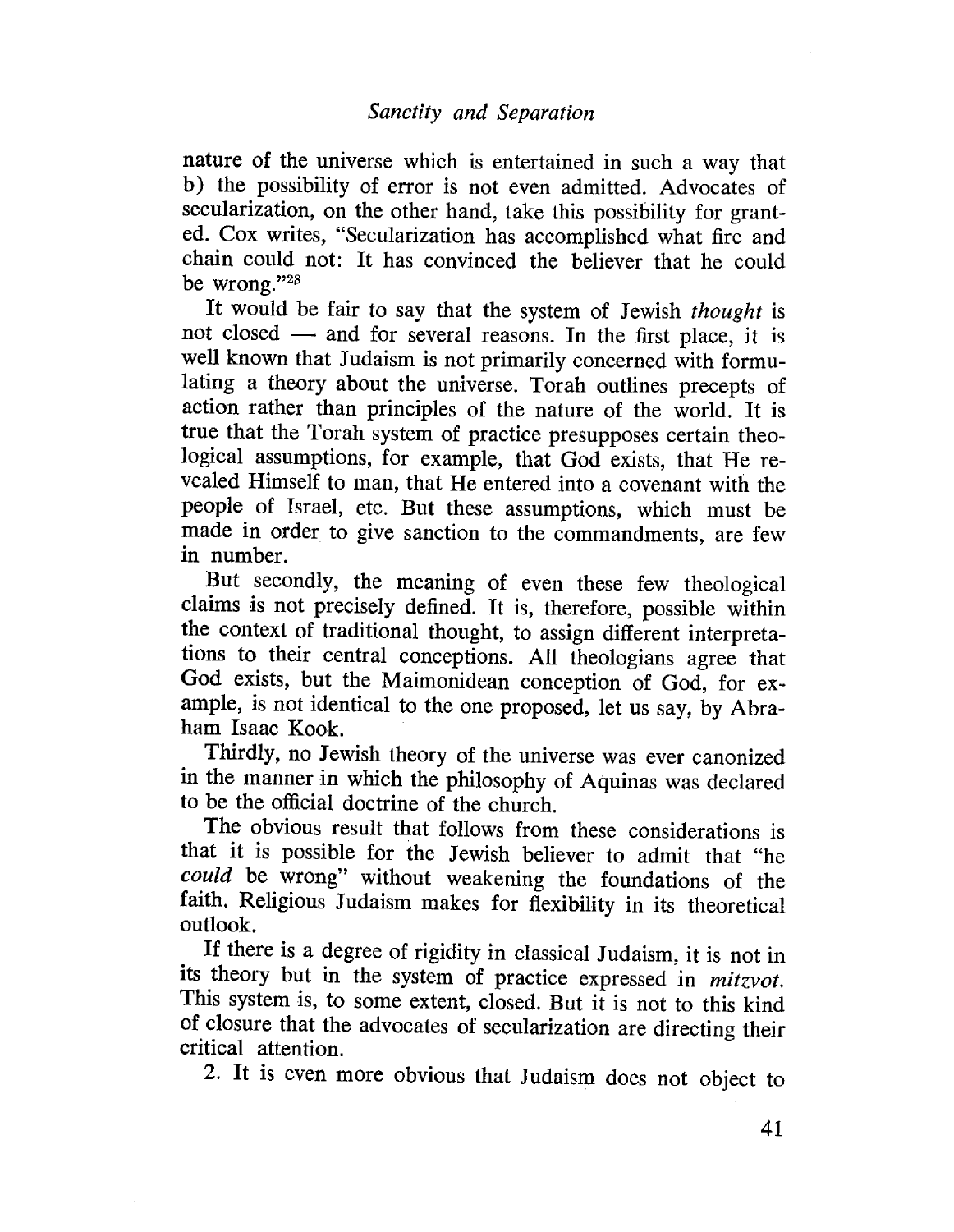nature of the universe which is entertained in such a way that b) the possibility of error is not even admitted. Advocates of secularization, on the other hand, take this possibility for granted. Cox writes, "Secularization has accomplished what fire and chain could not: It has convinced the believer that he could be wrong."[28]

It would be fair to say that the system of Jewish *thought* is not closed — and for several reasons. In the first place, it is well known that Judaism is not primarily concerned with formulating a theory about the universe. Torah outlines precepts of action rather than principles of the nature of the world. It is true that the Torah system of practice presupposes certain theological assumptions, for example, that God exists, that He revealed Himself to man, that He entered into a covenant with the people of Israel, etc. But these assumptions, which must be made in order to give sanction to the commandments, are few in number.

But secondly, the meaning of even these few theological claims is not precisely defined. It is, therefore, possible within the context of traditional thought, to assign different interpretations to their central conceptions. All theologians agree that God exists, but the Maimonidean conception of God, for example, is not identical to the one proposed, let us say, by Abraham Isaac Kook.

Thirdly, no Jewish theory of the universe was ever canonized in the manner in which the philosophy of Aquinas was declared to be the official doctrine of the church.

The obvious result that follows from these considerations is that it is possible for the Jewish believer to admit that "he *could* be wrong" without weakening the foundations of the faith. Religious Judaism makes for flexibility in its theoretical outlook.

If there is a degree of rigidity in classical Judaism, it is not in its theory but in the system of practice expressed in *mitzvot*. This system is, to some extent, closed. But it is not to this kind of closure that the advocates of secularization are directing their critical attention.

2. It is even more obvious that Judaism does not object to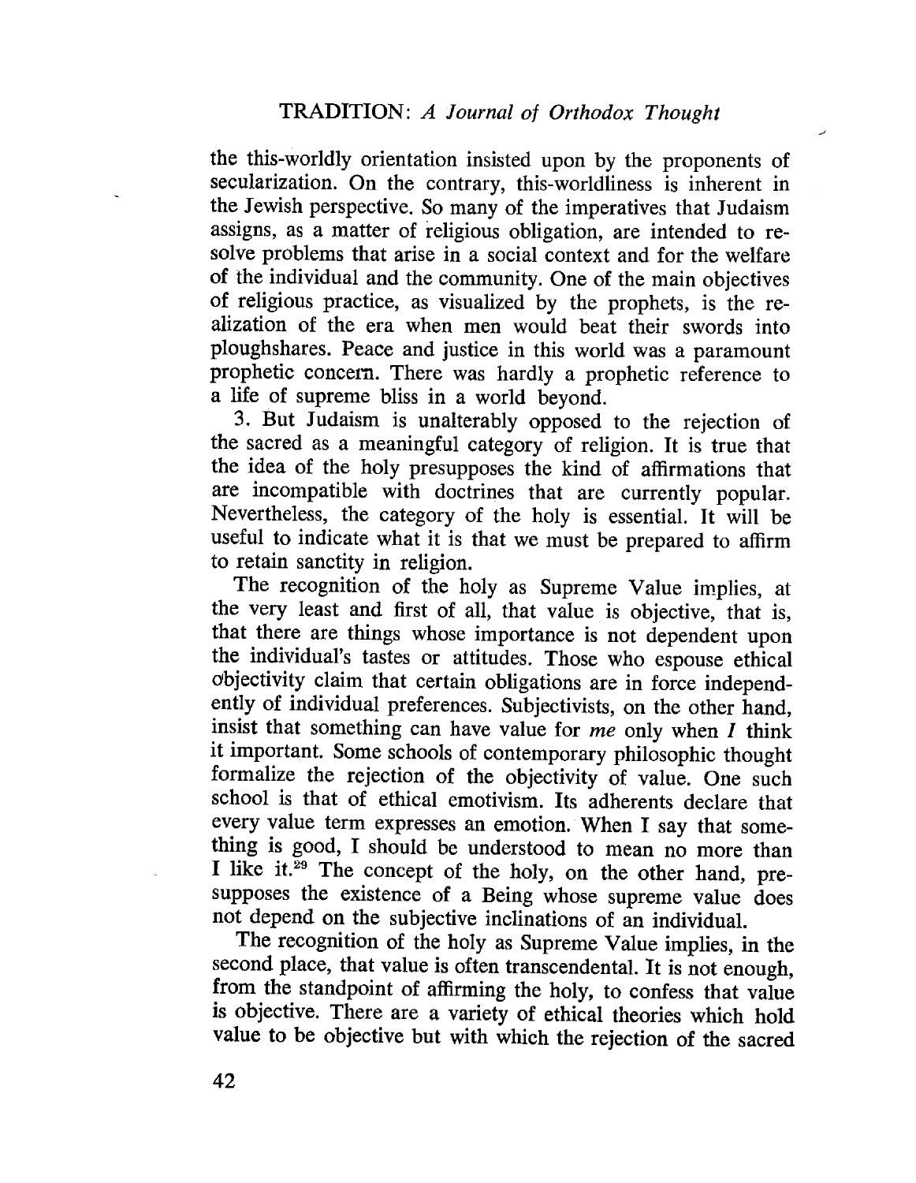the this-worldly orientation insisted upon by the proponents of secularization. On the contrary, this-worldliness is inherent in the Jewish perspective. So many of the imperatives that Judaism assigns, as a matter of religious obligation, are intended to resolve problems that arise in a social context and for the welfare of the individual and the community. One of the main objectives of religious practice, as visualized by the prophets, is the realization of the era when men would beat their swords into ploughshares. Peace and justice in this world was a paramount prophetic concern. There was hardly a prophetic reference to a life of supreme bliss in a world beyond.

3. But Judaism is unalterably opposed to the rejection of the sacred as a meaningful category of religion. It is true that the idea of the holy presupposes the kind of affirmations that are incompatible with doctrines that are currently popular. Nevertheless, the category of the holy is essential. It will be useful to indicate what it is that we must be prepared to affirm to retain sanctity in religion.

The recognition of the holy as Supreme Value implies, at the very least and first of all, that value is objective, that is, that there are things whose importance is not dependent upon the individual's tastes or attitudes. Those who espouse ethical objectivity claim that certain obligations are in force independently of individual preferences. Subjectivists, on the other hand, insist that something can have value for *me* only when *I* think it important. Some schools of contemporary philosophic thought formalize the rejection of the objectivity of value. One such school is that of ethical emotivism. Its adherents declare that every value term expresses an emotion. When I say that something is good, I should be understood to mean no more than I like it.[29] The concept of the holy, on the other hand, presupposes the existence of a Being whose supreme value does not depend on the subjective inclinations of an individual.

The recognition of the holy as Supreme Value implies, in the second place, that value is often transcendental. It is not enough, from the standpoint of affirming the holy, to confess that value is objective. There are a variety of ethical theories which hold value to be objective but with which the rejection of the sacred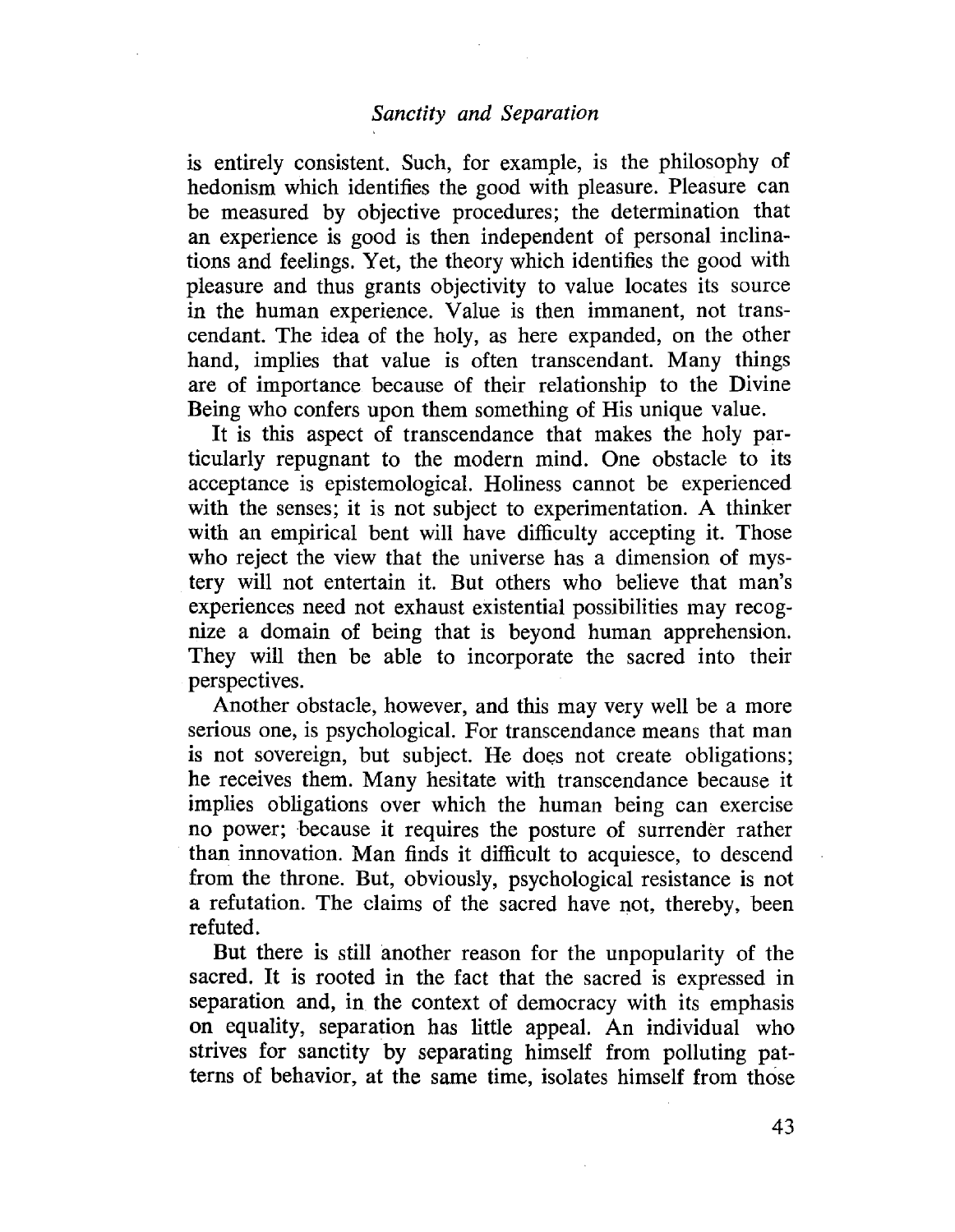is entirely consistent. Such, for example, is the philosophy of hedonism which identifies the good with pleasure. Pleasure can be measured by objective procedures; the determination that an experience is good is then independent of personal inclinations and feelings. Yet, the theory which identifies the good with pleasure and thus grants objectivity to value locates its source in the human experience. Value is then immanent, not transcendant. The idea of the holy, as here expanded, on the other hand, implies that value is often transcendant. Many things are of importance because of their relationship to the Divine Being who confers upon them something of His unique value.

It is this aspect of transcendance that makes the holy particularly repugnant to the modern mind. One obstacle to its acceptance is epistemological. Holiness cannot be experienced with the senses; it is not subject to experimentation. A thinker with an empirical bent will have difficulty accepting it. Those who reject the view that the universe has a dimension of mystery will not entertain it. But others who believe that man's experiences need not exhaust existential possibilities may recognize a domain of being that is beyond human apprehension. They will then be able to incorporate the sacred into their perspectives.

Another obstacle, however, and this may very well be a more serious one, is psychological. For transcendance means that man is not sovereign, but subject. He does not create obligations; he receives them. Many hesitate with transcendance because it implies obligations over which the human being can exercise no power; because it requires the posture of surrender rather than innovation. Man finds it difficult to acquiesce, to descend from the throne. But, obviously, psychological resistance is not a refutation. The claims of the sacred have not, thereby, been refuted.

But there is still another reason for the unpopularity of the sacred. It is rooted in the fact that the sacred is expressed in separation and, in the context of democracy with its emphasis on equality, separation has little appeal. An individual who strives for sanctity by separating himself from polluting patterns of behavior, at the same time, isolates himself from those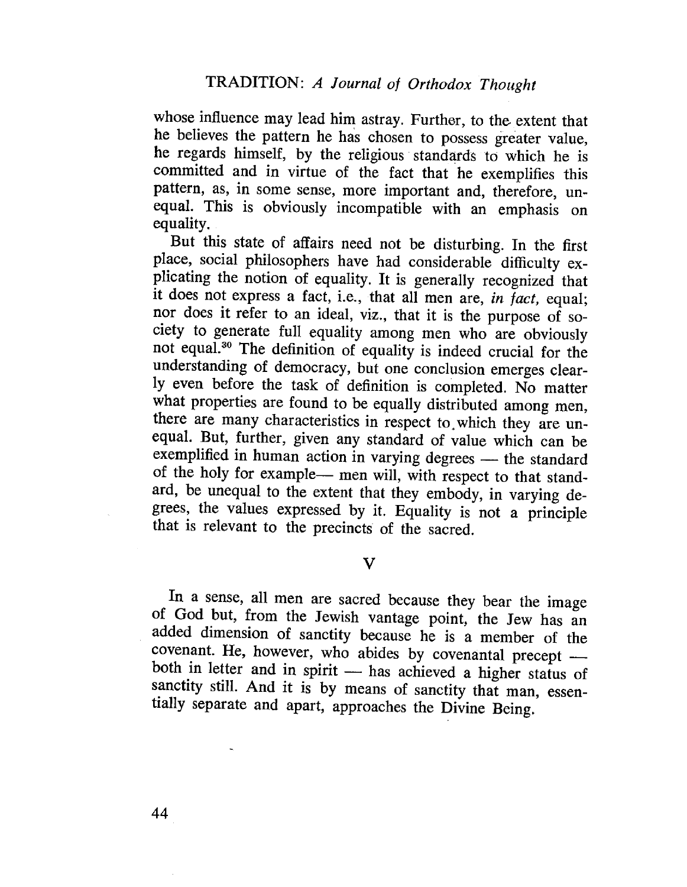whose influence may lead him astray. Further, to the extent that he believes the pattern he has chosen to possess greater value, he regards himself, by the religious standards to which he is committed and in virtue of the fact that he exemplifies this pattern, as, in some sense, more important and, therefore, unequal. This is obviously incompatible with an emphasis on equality.

But this state of affairs need not be disturbing. In the first place, social philosophers have had considerable difficulty explicating the notion of equality. It is generally recognized that it does not express a fact, i.e., that all men are, *in fact,* equal; nor does it refer to an ideal, viz., that it is the purpose of society to generate full equality among men who are obviously not equal.[30] The definition of equality is indeed crucial for the understanding of democracy, but one conclusion emerges clearly even before the task of definition is completed. No matter what properties are found to be equally distributed among men, there are many characteristics in respect to which they are unequal. But, further, given any standard of value which can be exemplified in human action in varying degrees — the standard of the holy for example— men will, with respect to that standard, be unequal to the extent that they embody, in varying degrees, the values expressed by it. Equality is not a principle that is relevant to the precincts of the sacred.

## V

In a sense, all men are sacred because they bear the image of God but, from the Jewish vantage point, the Jew has an added dimension of sanctity because he is a member of the covenant. He, however, who abides by covenantal precept — both in letter and in spirit — has achieved a higher status of sanctity still. And it is by means of sanctity that man, essentially separate and apart, approaches the Divine Being.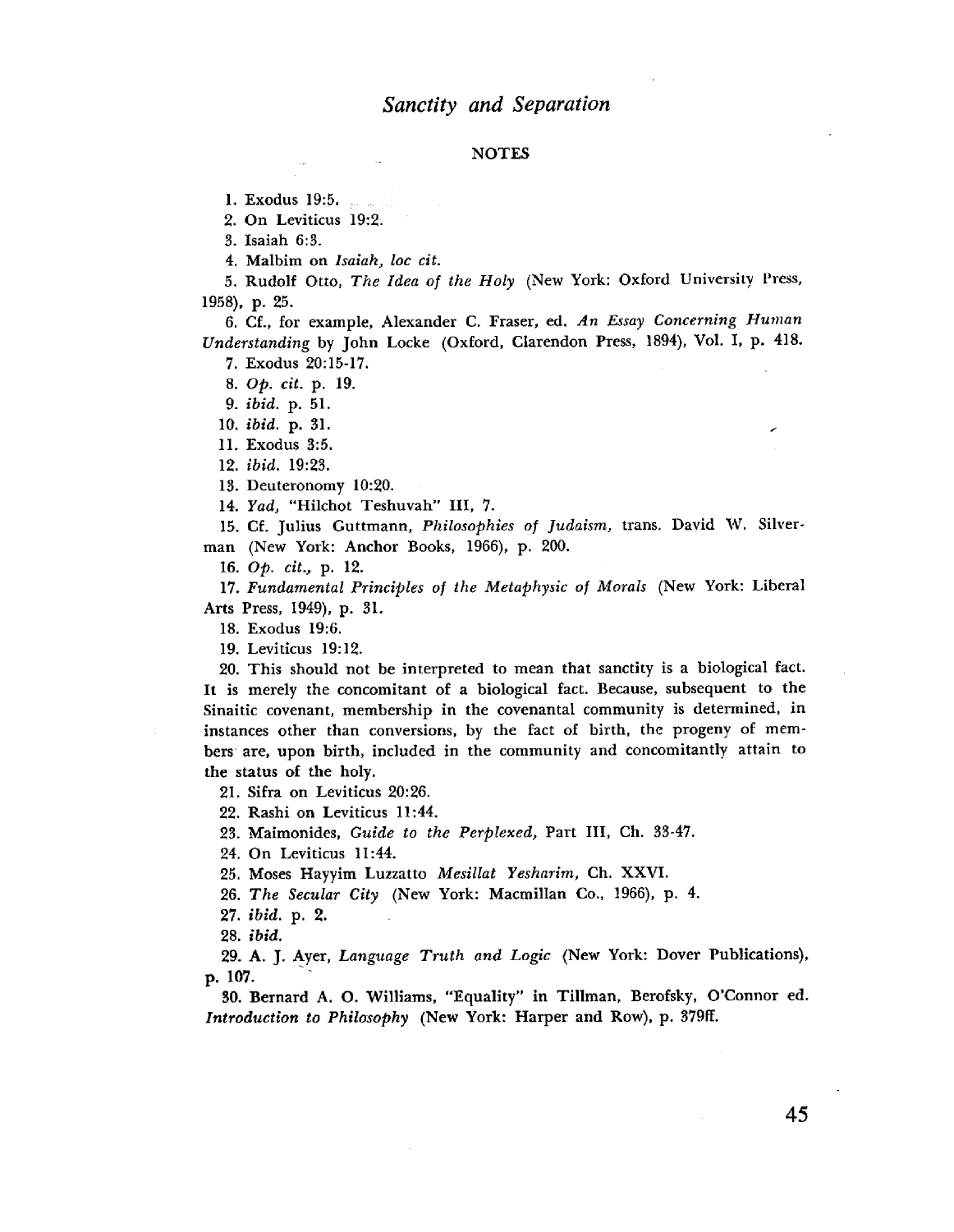## NOTES

1. Exodus 19:5.
2. On Leviticus 19:2.
3. Isaiah 6:3.
4. Malbim on *Isaiah, loc cit.*
5. Rudolf Otto, *The Idea of the Holy* (New York: Oxford University Press, 1958), p. 25.
6. Cf., for example, Alexander C. Fraser, ed. *An Essay Concerning Human Understanding* by John Locke (Oxford, Clarendon Press, 1894), Vol. I, p. 418.
7. Exodus 20:15-17.
8. *Op. cit.* p. 19.
9. *ibid.* p. 51.
10. *ibid.* p. 31.
11. Exodus 3:5.
12. *ibid.* 19:23.
13. Deuteronomy 10:20.
14. *Yad*, "Hilchot Teshuvah" III, 7.
15. Cf. Julius Guttmann, *Philosophies of Judaism,* trans. David W. Silverman (New York: Anchor Books, 1966), p. 200.
16. *Op. cit.,* p. 12.
17. *Fundamental Principles of the Metaphysic of Morals* (New York: Liberal Arts Press, 1949), p. 31.
18. Exodus 19:6.
19. Leviticus 19:12.
20. This should not be interpreted to mean that sanctity is a biological fact. It is merely the concomitant of a biological fact. Because, subsequent to the Sinaitic covenant, membership in the covenantal community is determined, in instances other than conversions, by the fact of birth, the progeny of members are, upon birth, included in the community and concomitantly attain to the status of the holy.
21. Sifra on Leviticus 20:26.
22. Rashi on Leviticus 11:44.
23. Maimonides, *Guide to the Perplexed,* Part III, Ch. 33-47.
24. On Leviticus 11:44.
25. Moses Hayyim Luzzatto *Mesillat Yesharim,* Ch. XXVI.
26. *The Secular City* (New York: Macmillan Co., 1966), p. 4.
27. *ibid.* p. 2.
28. *ibid.*
29. A. J. Ayer, *Language Truth and Logic* (New York: Dover Publications), p. 107.
30. Bernard A. O. Williams, "Equality" in Tillman, Berofsky, O'Connor ed. *Introduction to Philosophy* (New York: Harper and Row), p. 379ff.